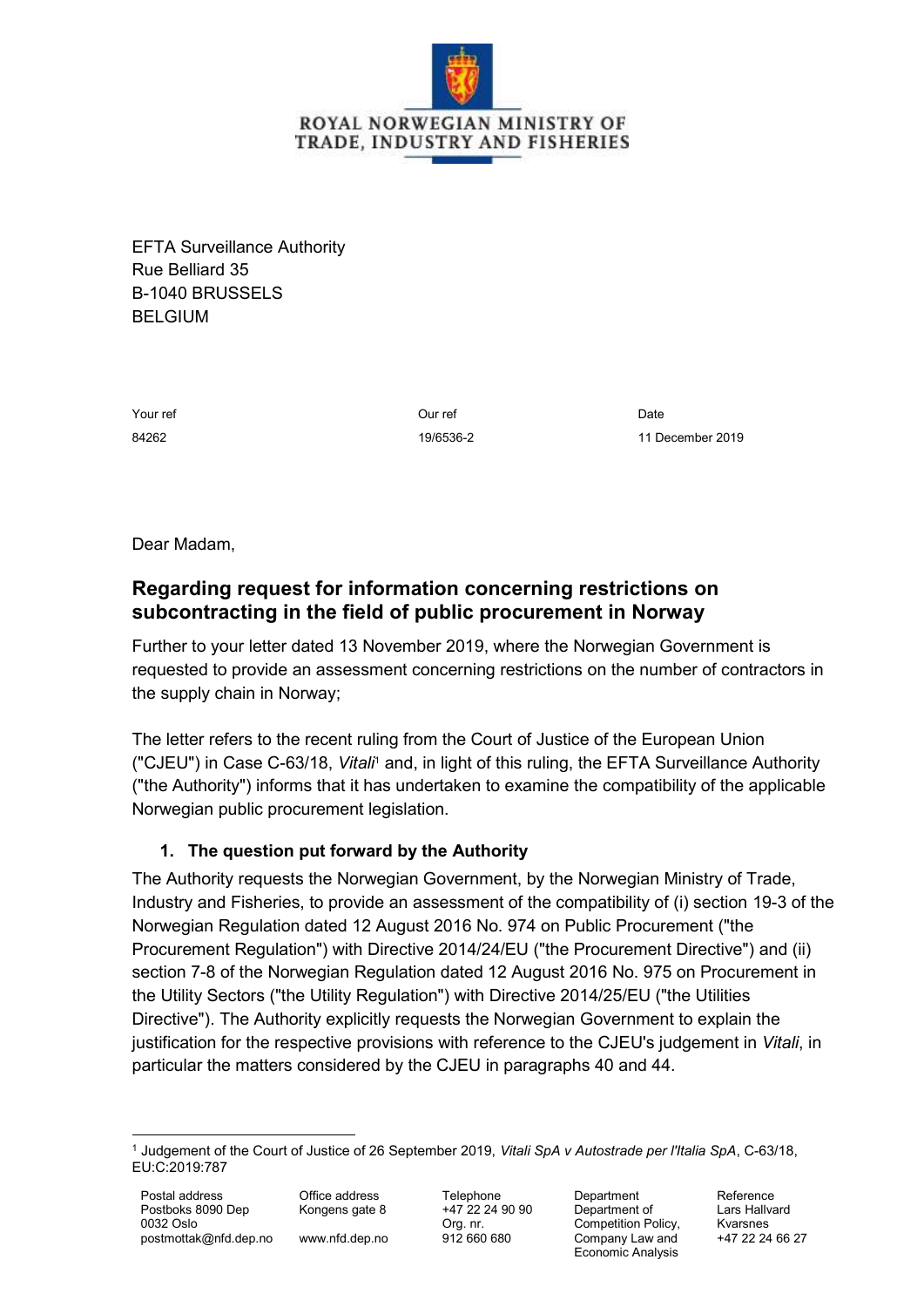ROYAL NORWEGIAN MINISTRY OF TRADE, INDUSTRY AND FISHERIES

EFTA Surveillance Authority
Rue Belliard 35
B-1040 BRUSSELS
BELGIUM

| Your ref | Our ref | Date |
|---|---|---|
| 84262 | 19/6536-2 | 11 December 2019 |

Dear Madam,

## Regarding request for information concerning restrictions on subcontracting in the field of public procurement in Norway

Further to your letter dated 13 November 2019, where the Norwegian Government is requested to provide an assessment concerning restrictions on the number of contractors in the supply chain in Norway;

The letter refers to the recent ruling from the Court of Justice of the European Union ("CJEU") in Case C-63/18, *Vitali*[1] and, in light of this ruling, the EFTA Surveillance Authority ("the Authority") informs that it has undertaken to examine the compatibility of the applicable Norwegian public procurement legislation.

### 1. The question put forward by the Authority

The Authority requests the Norwegian Government, by the Norwegian Ministry of Trade, Industry and Fisheries, to provide an assessment of the compatibility of (i) section 19-3 of the Norwegian Regulation dated 12 August 2016 No. 974 on Public Procurement ("the Procurement Regulation") with Directive 2014/24/EU ("the Procurement Directive") and (ii) section 7-8 of the Norwegian Regulation dated 12 August 2016 No. 975 on Procurement in the Utility Sectors ("the Utility Regulation") with Directive 2014/25/EU ("the Utilities Directive"). The Authority explicitly requests the Norwegian Government to explain the justification for the respective provisions with reference to the CJEU's judgement in *Vitali*, in particular the matters considered by the CJEU in paragraphs 40 and 44.

---

[1] Judgement of the Court of Justice of 26 September 2019, *Vitali SpA v Autostrade per l'Italia SpA*, C-63/18, EU:C:2019:787

| Postal address | Office address | Telephone | Department | Reference |
|---|---|---|---|---|
| Postboks 8090 Dep<br>0032 Oslo<br>postmottak@nfd.dep.no | Kongens gate 8<br><br>www.nfd.dep.no | +47 22 24 90 90<br>Org. nr.<br>912 660 680 | Department of Competition Policy, Company Law and Economic Analysis | Lars Hallvard Kvarsnes<br>+47 22 24 66 27 |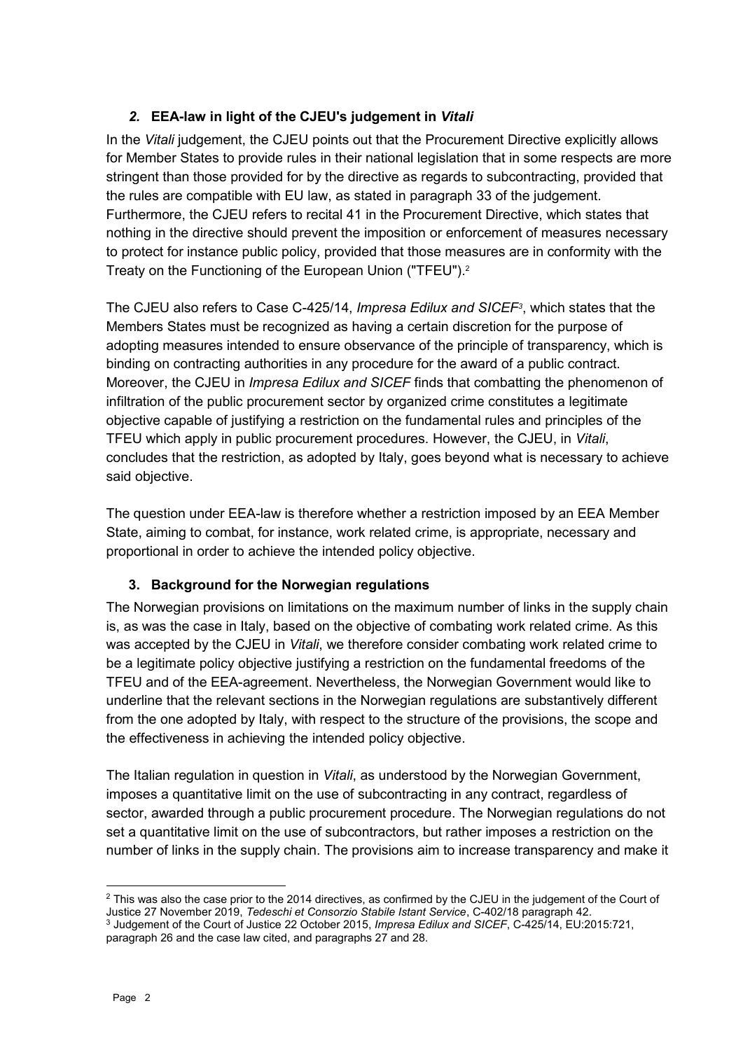## *2.* EEA-law in light of the CJEU's judgement in *Vitali*

In the *Vitali* judgement, the CJEU points out that the Procurement Directive explicitly allows for Member States to provide rules in their national legislation that in some respects are more stringent than those provided for by the directive as regards to subcontracting, provided that the rules are compatible with EU law, as stated in paragraph 33 of the judgement. Furthermore, the CJEU refers to recital 41 in the Procurement Directive, which states that nothing in the directive should prevent the imposition or enforcement of measures necessary to protect for instance public policy, provided that those measures are in conformity with the Treaty on the Functioning of the European Union ("TFEU").[2]

The CJEU also refers to Case C-425/14, *Impresa Edilux and SICEF*[3], which states that the Members States must be recognized as having a certain discretion for the purpose of adopting measures intended to ensure observance of the principle of transparency, which is binding on contracting authorities in any procedure for the award of a public contract. Moreover, the CJEU in *Impresa Edilux and SICEF* finds that combatting the phenomenon of infiltration of the public procurement sector by organized crime constitutes a legitimate objective capable of justifying a restriction on the fundamental rules and principles of the TFEU which apply in public procurement procedures. However, the CJEU, in *Vitali*, concludes that the restriction, as adopted by Italy, goes beyond what is necessary to achieve said objective.

The question under EEA-law is therefore whether a restriction imposed by an EEA Member State, aiming to combat, for instance, work related crime, is appropriate, necessary and proportional in order to achieve the intended policy objective.

## 3. Background for the Norwegian regulations

The Norwegian provisions on limitations on the maximum number of links in the supply chain is, as was the case in Italy, based on the objective of combating work related crime. As this was accepted by the CJEU in *Vitali*, we therefore consider combating work related crime to be a legitimate policy objective justifying a restriction on the fundamental freedoms of the TFEU and of the EEA-agreement. Nevertheless, the Norwegian Government would like to underline that the relevant sections in the Norwegian regulations are substantively different from the one adopted by Italy, with respect to the structure of the provisions, the scope and the effectiveness in achieving the intended policy objective.

The Italian regulation in question in *Vitali*, as understood by the Norwegian Government, imposes a quantitative limit on the use of subcontracting in any contract, regardless of sector, awarded through a public procurement procedure. The Norwegian regulations do not set a quantitative limit on the use of subcontractors, but rather imposes a restriction on the number of links in the supply chain. The provisions aim to increase transparency and make it

---

[2] This was also the case prior to the 2014 directives, as confirmed by the CJEU in the judgement of the Court of Justice 27 November 2019, *Tedeschi et Consorzio Stabile Istant Service*, C-402/18 paragraph 42.

[3] Judgement of the Court of Justice 22 October 2015, *Impresa Edilux and SICEF*, C-425/14, EU:2015:721, paragraph 26 and the case law cited, and paragraphs 27 and 28.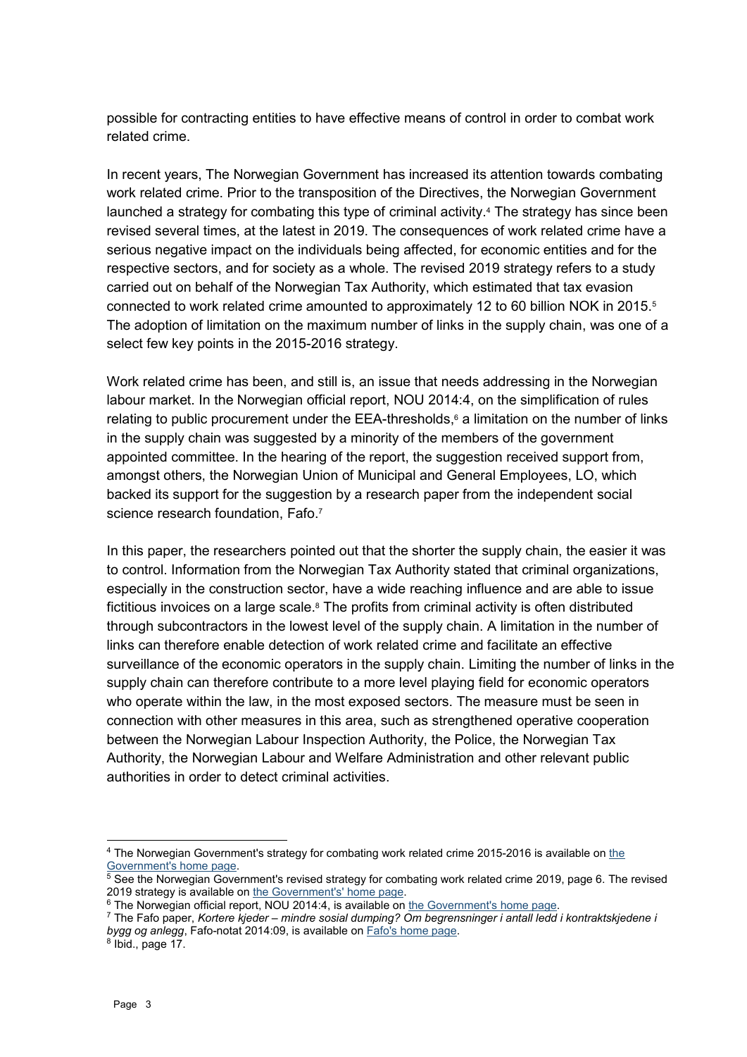possible for contracting entities to have effective means of control in order to combat work related crime.

In recent years, The Norwegian Government has increased its attention towards combating work related crime. Prior to the transposition of the Directives, the Norwegian Government launched a strategy for combating this type of criminal activity.[4] The strategy has since been revised several times, at the latest in 2019. The consequences of work related crime have a serious negative impact on the individuals being affected, for economic entities and for the respective sectors, and for society as a whole. The revised 2019 strategy refers to a study carried out on behalf of the Norwegian Tax Authority, which estimated that tax evasion connected to work related crime amounted to approximately 12 to 60 billion NOK in 2015.[5] The adoption of limitation on the maximum number of links in the supply chain, was one of a select few key points in the 2015-2016 strategy.

Work related crime has been, and still is, an issue that needs addressing in the Norwegian labour market. In the Norwegian official report, NOU 2014:4, on the simplification of rules relating to public procurement under the EEA-thresholds,[6] a limitation on the number of links in the supply chain was suggested by a minority of the members of the government appointed committee. In the hearing of the report, the suggestion received support from, amongst others, the Norwegian Union of Municipal and General Employees, LO, which backed its support for the suggestion by a research paper from the independent social science research foundation, Fafo.[7]

In this paper, the researchers pointed out that the shorter the supply chain, the easier it was to control. Information from the Norwegian Tax Authority stated that criminal organizations, especially in the construction sector, have a wide reaching influence and are able to issue fictitious invoices on a large scale.[8] The profits from criminal activity is often distributed through subcontractors in the lowest level of the supply chain. A limitation in the number of links can therefore enable detection of work related crime and facilitate an effective surveillance of the economic operators in the supply chain. Limiting the number of links in the supply chain can therefore contribute to a more level playing field for economic operators who operate within the law, in the most exposed sectors. The measure must be seen in connection with other measures in this area, such as strengthened operative cooperation between the Norwegian Labour Inspection Authority, the Police, the Norwegian Tax Authority, the Norwegian Labour and Welfare Administration and other relevant public authorities in order to detect criminal activities.

---

[4] The Norwegian Government's strategy for combating work related crime 2015-2016 is available on the Government's home page.

[5] See the Norwegian Government's revised strategy for combating work related crime 2019, page 6. The revised 2019 strategy is available on the Government's' home page.

[6] The Norwegian official report, NOU 2014:4, is available on the Government's home page.

[7] The Fafo paper, *Kortere kjeder – mindre sosial dumping? Om begrensninger i antall ledd i kontraktskjedene i bygg og anlegg*, Fafo-notat 2014:09, is available on Fafo's home page.

[8] Ibid., page 17.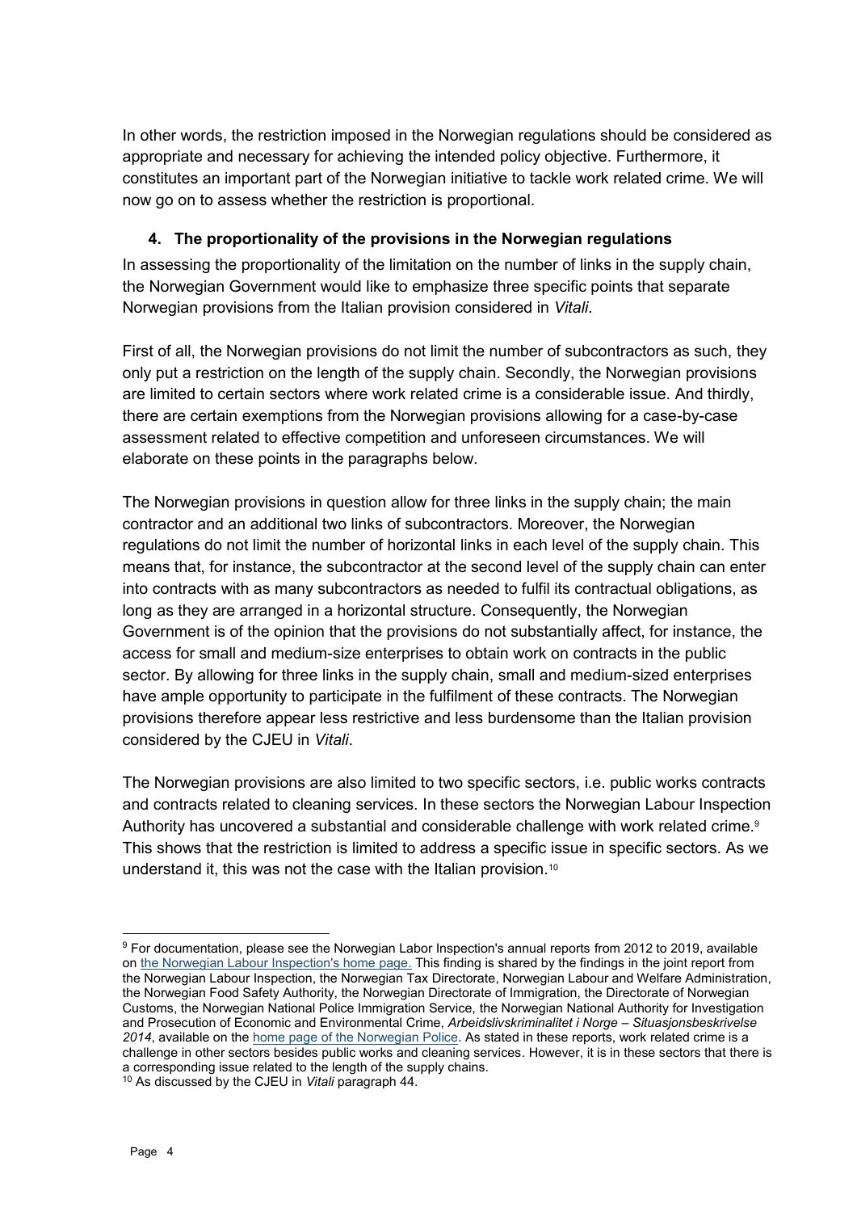In other words, the restriction imposed in the Norwegian regulations should be considered as appropriate and necessary for achieving the intended policy objective. Furthermore, it constitutes an important part of the Norwegian initiative to tackle work related crime. We will now go on to assess whether the restriction is proportional.

## 4. The proportionality of the provisions in the Norwegian regulations

In assessing the proportionality of the limitation on the number of links in the supply chain, the Norwegian Government would like to emphasize three specific points that separate Norwegian provisions from the Italian provision considered in *Vitali*.

First of all, the Norwegian provisions do not limit the number of subcontractors as such, they only put a restriction on the length of the supply chain. Secondly, the Norwegian provisions are limited to certain sectors where work related crime is a considerable issue. And thirdly, there are certain exemptions from the Norwegian provisions allowing for a case-by-case assessment related to effective competition and unforeseen circumstances. We will elaborate on these points in the paragraphs below.

The Norwegian provisions in question allow for three links in the supply chain; the main contractor and an additional two links of subcontractors. Moreover, the Norwegian regulations do not limit the number of horizontal links in each level of the supply chain. This means that, for instance, the subcontractor at the second level of the supply chain can enter into contracts with as many subcontractors as needed to fulfil its contractual obligations, as long as they are arranged in a horizontal structure. Consequently, the Norwegian Government is of the opinion that the provisions do not substantially affect, for instance, the access for small and medium-size enterprises to obtain work on contracts in the public sector. By allowing for three links in the supply chain, small and medium-sized enterprises have ample opportunity to participate in the fulfilment of these contracts. The Norwegian provisions therefore appear less restrictive and less burdensome than the Italian provision considered by the CJEU in *Vitali*.

The Norwegian provisions are also limited to two specific sectors, i.e. public works contracts and contracts related to cleaning services. In these sectors the Norwegian Labour Inspection Authority has uncovered a substantial and considerable challenge with work related crime.[9] This shows that the restriction is limited to address a specific issue in specific sectors. As we understand it, this was not the case with the Italian provision.[10]

---

[9] For documentation, please see the Norwegian Labor Inspection's annual reports from 2012 to 2019, available on the Norwegian Labour Inspection's home page. This finding is shared by the findings in the joint report from the Norwegian Labour Inspection, the Norwegian Tax Directorate, Norwegian Labour and Welfare Administration, the Norwegian Food Safety Authority, the Norwegian Directorate of Immigration, the Directorate of Norwegian Customs, the Norwegian National Police Immigration Service, the Norwegian National Authority for Investigation and Prosecution of Economic and Environmental Crime, *Arbeidslivskriminalitet i Norge – Situasjonsbeskrivelse 2014*, available on the home page of the Norwegian Police. As stated in these reports, work related crime is a challenge in other sectors besides public works and cleaning services. However, it is in these sectors that there is a corresponding issue related to the length of the supply chains.

[10] As discussed by the CJEU in *Vitali* paragraph 44.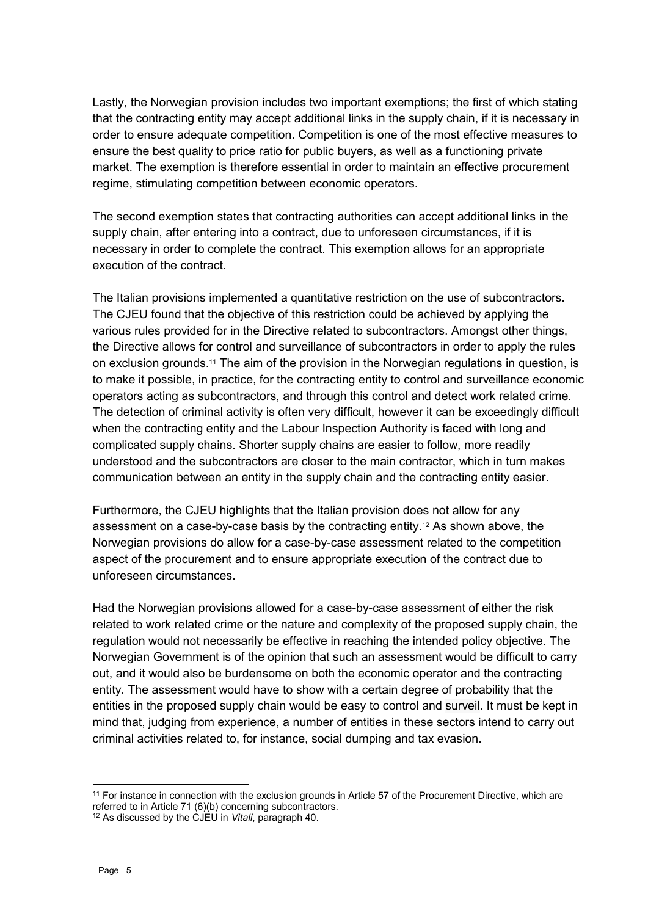Lastly, the Norwegian provision includes two important exemptions; the first of which stating that the contracting entity may accept additional links in the supply chain, if it is necessary in order to ensure adequate competition. Competition is one of the most effective measures to ensure the best quality to price ratio for public buyers, as well as a functioning private market. The exemption is therefore essential in order to maintain an effective procurement regime, stimulating competition between economic operators.

The second exemption states that contracting authorities can accept additional links in the supply chain, after entering into a contract, due to unforeseen circumstances, if it is necessary in order to complete the contract. This exemption allows for an appropriate execution of the contract.

The Italian provisions implemented a quantitative restriction on the use of subcontractors. The CJEU found that the objective of this restriction could be achieved by applying the various rules provided for in the Directive related to subcontractors. Amongst other things, the Directive allows for control and surveillance of subcontractors in order to apply the rules on exclusion grounds.[11] The aim of the provision in the Norwegian regulations in question, is to make it possible, in practice, for the contracting entity to control and surveillance economic operators acting as subcontractors, and through this control and detect work related crime. The detection of criminal activity is often very difficult, however it can be exceedingly difficult when the contracting entity and the Labour Inspection Authority is faced with long and complicated supply chains. Shorter supply chains are easier to follow, more readily understood and the subcontractors are closer to the main contractor, which in turn makes communication between an entity in the supply chain and the contracting entity easier.

Furthermore, the CJEU highlights that the Italian provision does not allow for any assessment on a case-by-case basis by the contracting entity.[12] As shown above, the Norwegian provisions do allow for a case-by-case assessment related to the competition aspect of the procurement and to ensure appropriate execution of the contract due to unforeseen circumstances.

Had the Norwegian provisions allowed for a case-by-case assessment of either the risk related to work related crime or the nature and complexity of the proposed supply chain, the regulation would not necessarily be effective in reaching the intended policy objective. The Norwegian Government is of the opinion that such an assessment would be difficult to carry out, and it would also be burdensome on both the economic operator and the contracting entity. The assessment would have to show with a certain degree of probability that the entities in the proposed supply chain would be easy to control and surveil. It must be kept in mind that, judging from experience, a number of entities in these sectors intend to carry out criminal activities related to, for instance, social dumping and tax evasion.

---

[11] For instance in connection with the exclusion grounds in Article 57 of the Procurement Directive, which are referred to in Article 71 (6)(b) concerning subcontractors.

[12] As discussed by the CJEU in *Vitali*, paragraph 40.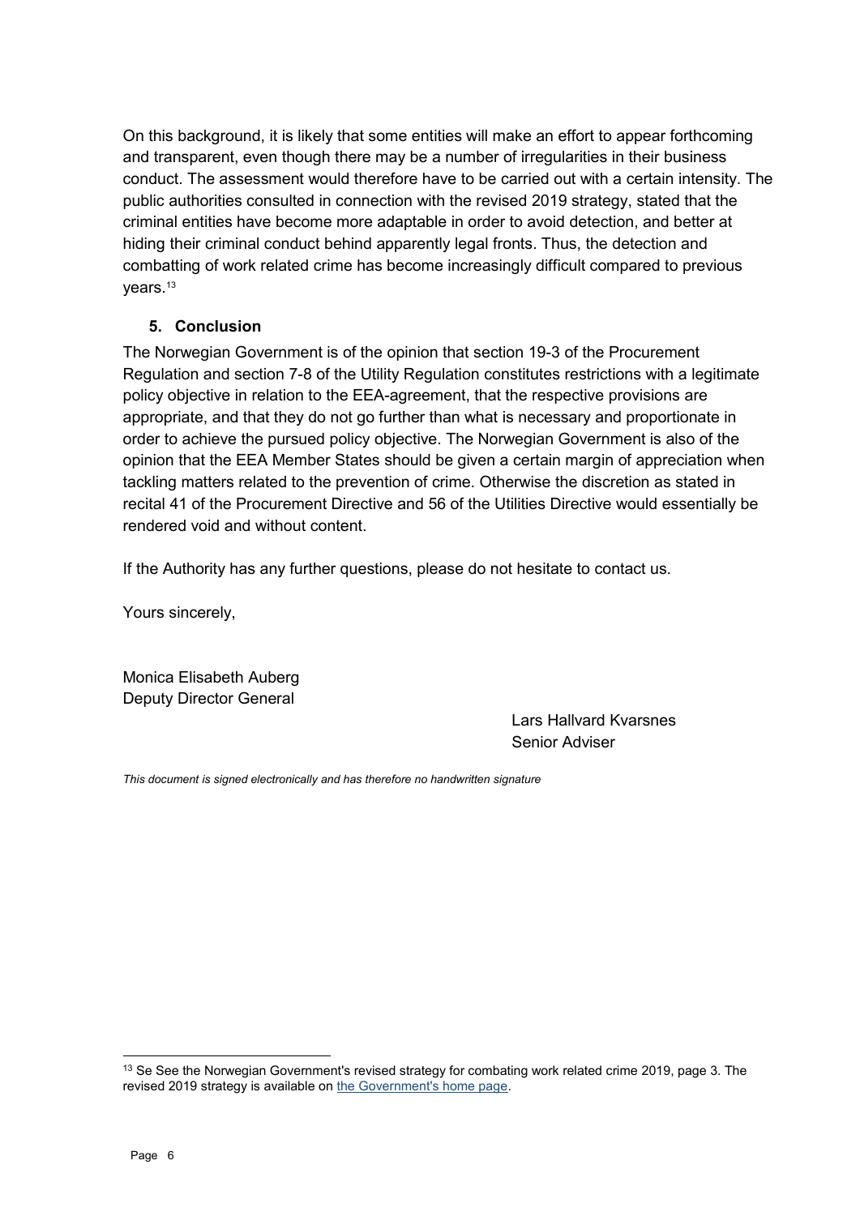On this background, it is likely that some entities will make an effort to appear forthcoming and transparent, even though there may be a number of irregularities in their business conduct. The assessment would therefore have to be carried out with a certain intensity. The public authorities consulted in connection with the revised 2019 strategy, stated that the criminal entities have become more adaptable in order to avoid detection, and better at hiding their criminal conduct behind apparently legal fronts. Thus, the detection and combatting of work related crime has become increasingly difficult compared to previous years.[13]

## 5. Conclusion

The Norwegian Government is of the opinion that section 19-3 of the Procurement Regulation and section 7-8 of the Utility Regulation constitutes restrictions with a legitimate policy objective in relation to the EEA-agreement, that the respective provisions are appropriate, and that they do not go further than what is necessary and proportionate in order to achieve the pursued policy objective. The Norwegian Government is also of the opinion that the EEA Member States should be given a certain margin of appreciation when tackling matters related to the prevention of crime. Otherwise the discretion as stated in recital 41 of the Procurement Directive and 56 of the Utilities Directive would essentially be rendered void and without content.

If the Authority has any further questions, please do not hesitate to contact us.

Yours sincerely,

Monica Elisabeth Auberg
Deputy Director General

Lars Hallvard Kvarsnes
Senior Adviser

*This document is signed electronically and has therefore no handwritten signature*

---

[13] Se See the Norwegian Government's revised strategy for combating work related crime 2019, page 3. The revised 2019 strategy is available on the Government's home page.